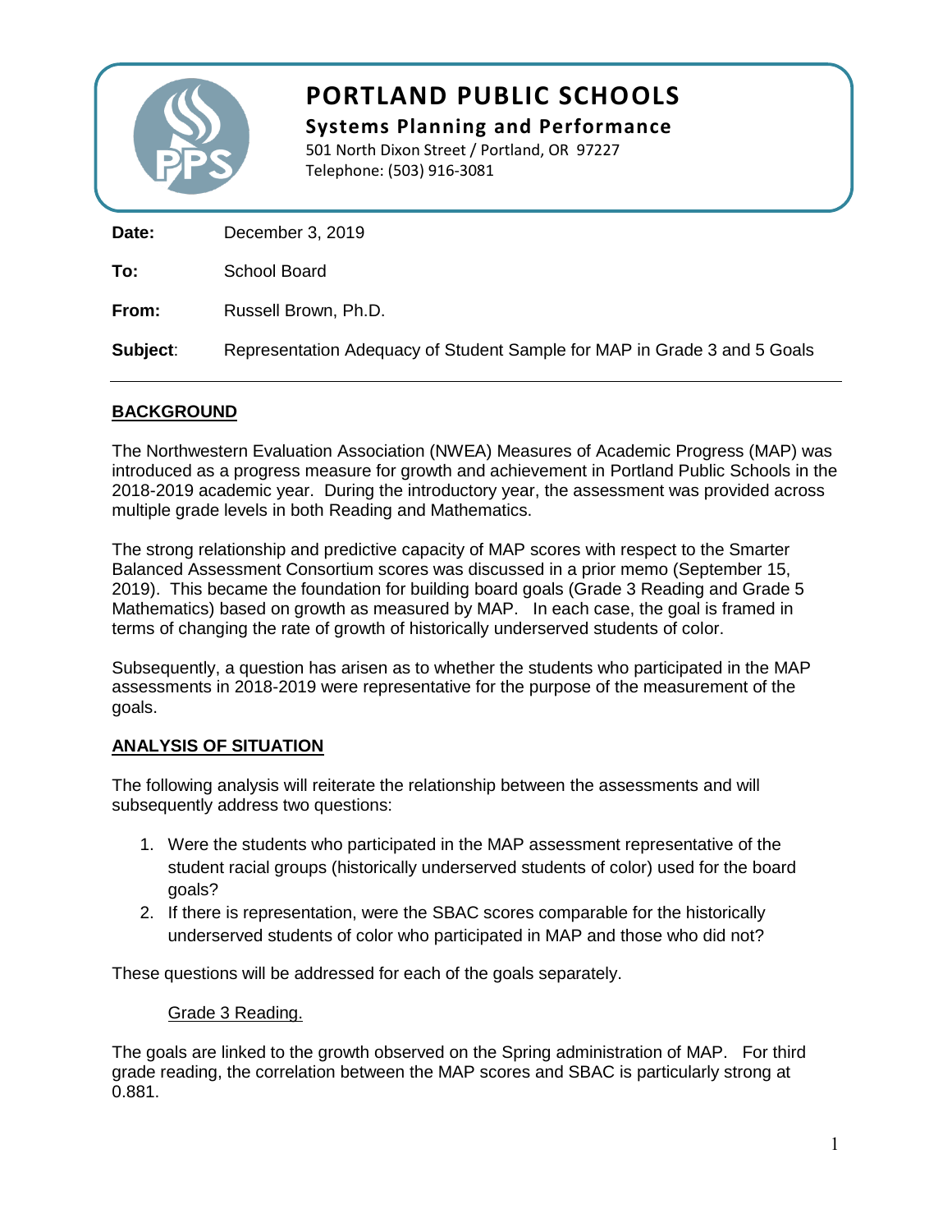# PORTLAND PUBLIC SCHOOLS

**Systems Planning and Performance**

501 North Dixon Street / Portland, OR 97227
Telephone: (503) 916-3081

**Date:** December 3, 2019

**To:** School Board

**From:** Russell Brown, Ph.D.

**Subject**: Representation Adequacy of Student Sample for MAP in Grade 3 and 5 Goals

---

## BACKGROUND

The Northwestern Evaluation Association (NWEA) Measures of Academic Progress (MAP) was introduced as a progress measure for growth and achievement in Portland Public Schools in the 2018-2019 academic year. During the introductory year, the assessment was provided across multiple grade levels in both Reading and Mathematics.

The strong relationship and predictive capacity of MAP scores with respect to the Smarter Balanced Assessment Consortium scores was discussed in a prior memo (September 15, 2019). This became the foundation for building board goals (Grade 3 Reading and Grade 5 Mathematics) based on growth as measured by MAP. In each case, the goal is framed in terms of changing the rate of growth of historically underserved students of color.

Subsequently, a question has arisen as to whether the students who participated in the MAP assessments in 2018-2019 were representative for the purpose of the measurement of the goals.

## ANALYSIS OF SITUATION

The following analysis will reiterate the relationship between the assessments and will subsequently address two questions:

1. Were the students who participated in the MAP assessment representative of the student racial groups (historically underserved students of color) used for the board goals?
2. If there is representation, were the SBAC scores comparable for the historically underserved students of color who participated in MAP and those who did not?

These questions will be addressed for each of the goals separately.

### Grade 3 Reading.

The goals are linked to the growth observed on the Spring administration of MAP. For third grade reading, the correlation between the MAP scores and SBAC is particularly strong at 0.881.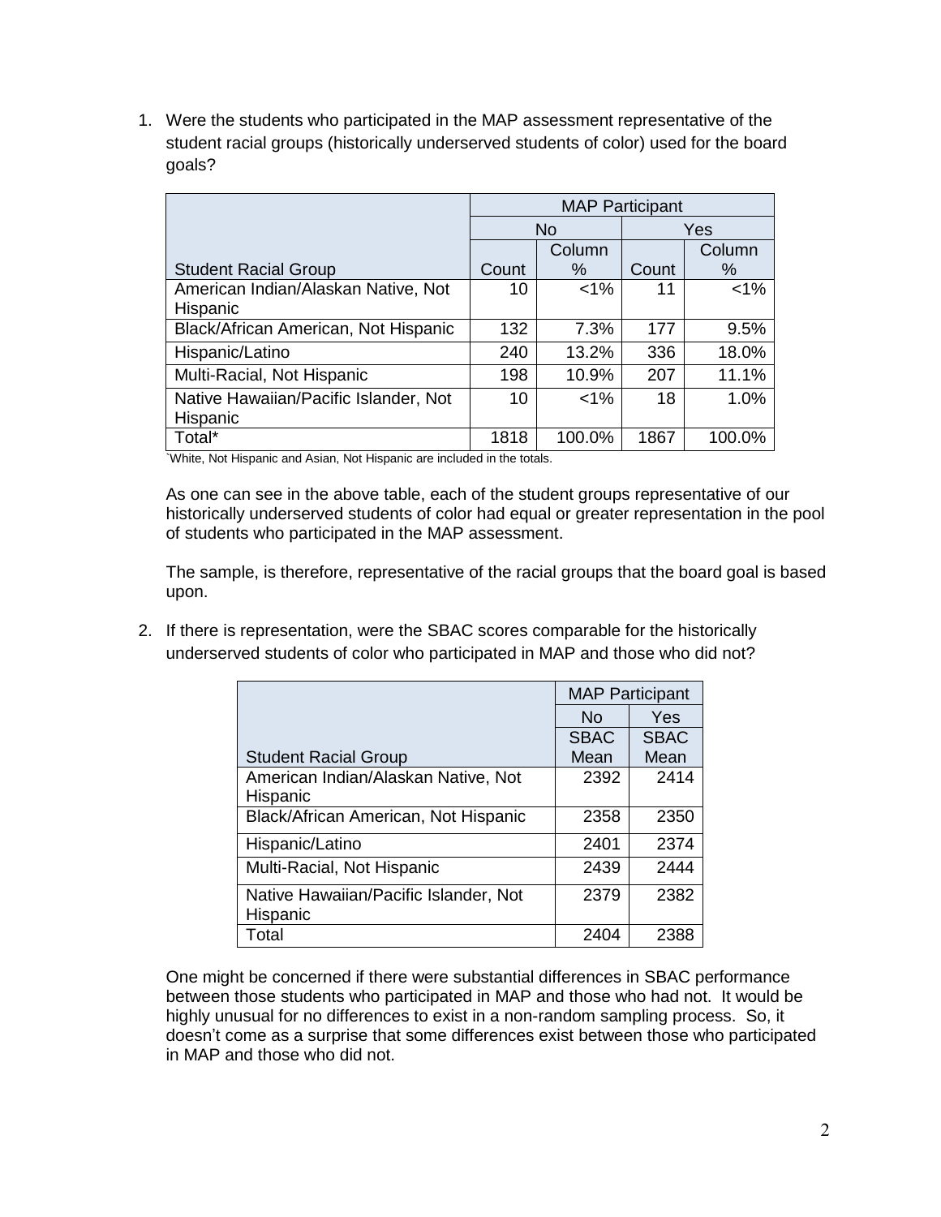1. Were the students who participated in the MAP assessment representative of the student racial groups (historically underserved students of color) used for the board goals?

| | MAP Participant | | | |
|---|---|---|---|---|
| | No | | Yes | |
| Student Racial Group | Count | Column % | Count | Column % |
| American Indian/Alaskan Native, Not Hispanic | 10 | <1% | 11 | <1% |
| Black/African American, Not Hispanic | 132 | 7.3% | 177 | 9.5% |
| Hispanic/Latino | 240 | 13.2% | 336 | 18.0% |
| Multi-Racial, Not Hispanic | 198 | 10.9% | 207 | 11.1% |
| Native Hawaiian/Pacific Islander, Not Hispanic | 10 | <1% | 18 | 1.0% |
| Total* | 1818 | 100.0% | 1867 | 100.0% |

`White, Not Hispanic and Asian, Not Hispanic are included in the totals.

As one can see in the above table, each of the student groups representative of our historically underserved students of color had equal or greater representation in the pool of students who participated in the MAP assessment.

The sample, is therefore, representative of the racial groups that the board goal is based upon.

2. If there is representation, were the SBAC scores comparable for the historically underserved students of color who participated in MAP and those who did not?

| | MAP Participant | |
|---|---|---|
| | No | Yes |
| Student Racial Group | SBAC Mean | SBAC Mean |
| American Indian/Alaskan Native, Not Hispanic | 2392 | 2414 |
| Black/African American, Not Hispanic | 2358 | 2350 |
| Hispanic/Latino | 2401 | 2374 |
| Multi-Racial, Not Hispanic | 2439 | 2444 |
| Native Hawaiian/Pacific Islander, Not Hispanic | 2379 | 2382 |
| Total | 2404 | 2388 |

One might be concerned if there were substantial differences in SBAC performance between those students who participated in MAP and those who had not. It would be highly unusual for no differences to exist in a non-random sampling process. So, it doesn't come as a surprise that some differences exist between those who participated in MAP and those who did not.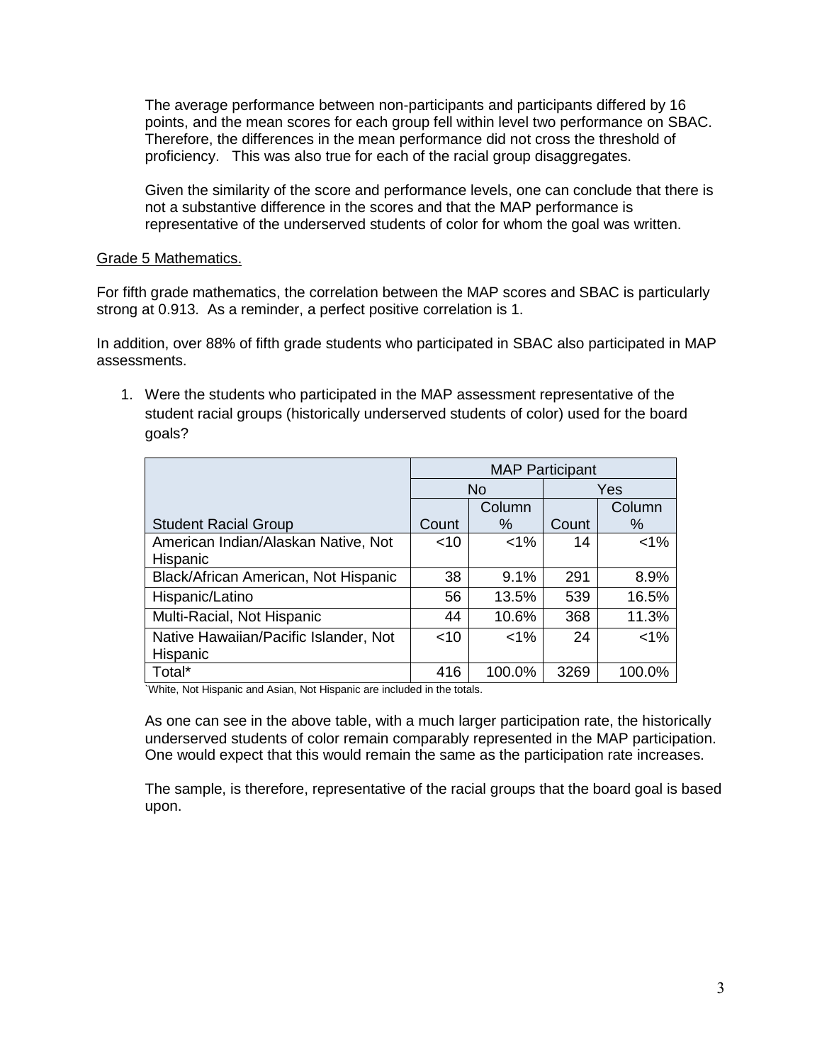The average performance between non-participants and participants differed by 16 points, and the mean scores for each group fell within level two performance on SBAC. Therefore, the differences in the mean performance did not cross the threshold of proficiency. This was also true for each of the racial group disaggregates.

Given the similarity of the score and performance levels, one can conclude that there is not a substantive difference in the scores and that the MAP performance is representative of the underserved students of color for whom the goal was written.

Grade 5 Mathematics.

For fifth grade mathematics, the correlation between the MAP scores and SBAC is particularly strong at 0.913. As a reminder, a perfect positive correlation is 1.

In addition, over 88% of fifth grade students who participated in SBAC also participated in MAP assessments.

1. Were the students who participated in the MAP assessment representative of the student racial groups (historically underserved students of color) used for the board goals?

| | MAP Participant | | | |
|---|---|---|---|---|
| | No | | Yes | |
| Student Racial Group | Count | Column % | Count | Column % |
| American Indian/Alaskan Native, Not Hispanic | <10 | <1% | 14 | <1% |
| Black/African American, Not Hispanic | 38 | 9.1% | 291 | 8.9% |
| Hispanic/Latino | 56 | 13.5% | 539 | 16.5% |
| Multi-Racial, Not Hispanic | 44 | 10.6% | 368 | 11.3% |
| Native Hawaiian/Pacific Islander, Not Hispanic | <10 | <1% | 24 | <1% |
| Total* | 416 | 100.0% | 3269 | 100.0% |

`White, Not Hispanic and Asian, Not Hispanic are included in the totals.

As one can see in the above table, with a much larger participation rate, the historically underserved students of color remain comparably represented in the MAP participation. One would expect that this would remain the same as the participation rate increases.

The sample, is therefore, representative of the racial groups that the board goal is based upon.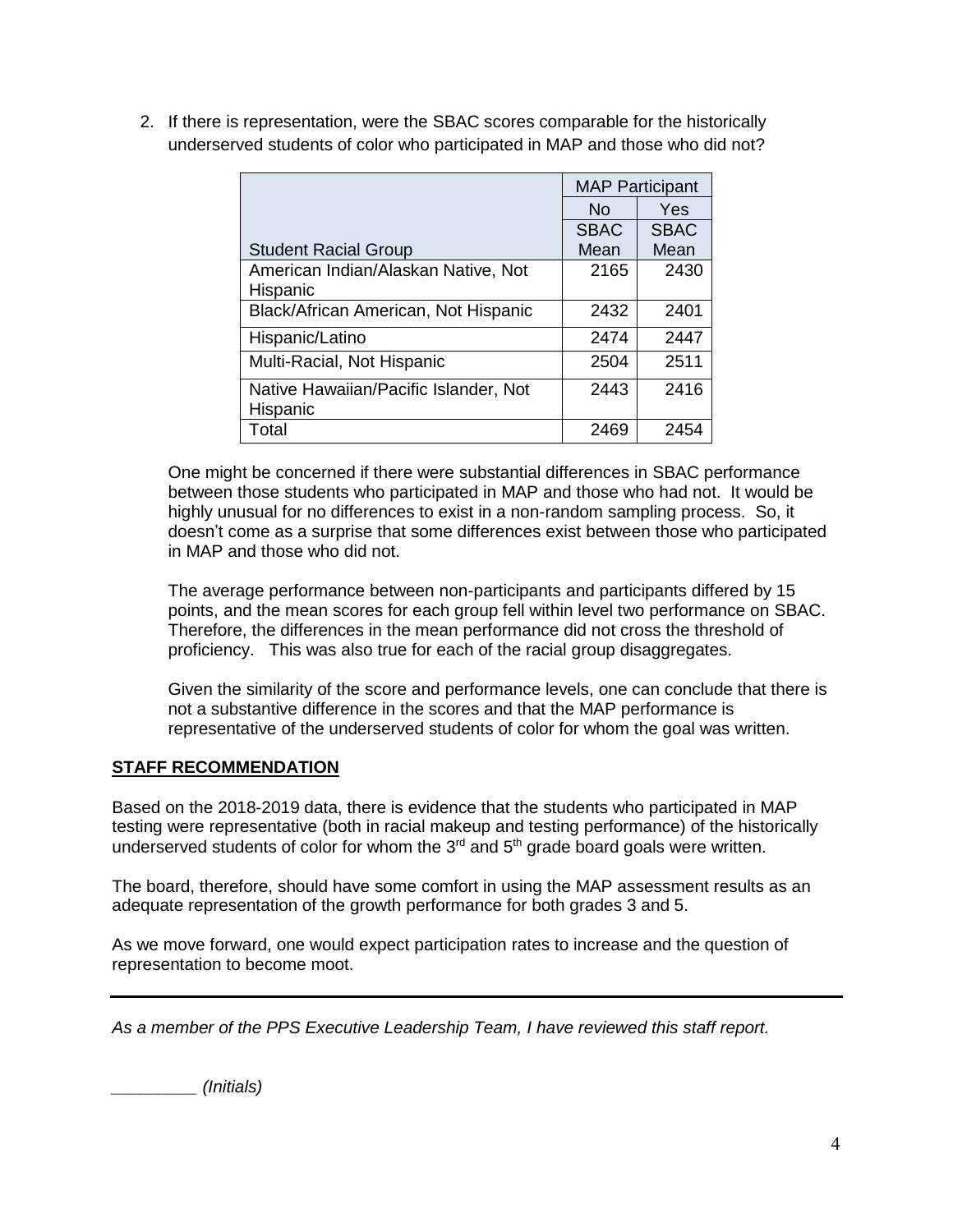2. If there is representation, were the SBAC scores comparable for the historically underserved students of color who participated in MAP and those who did not?

| | MAP Participant | |
|---|---|---|
| | No | Yes |
| Student Racial Group | SBAC Mean | SBAC Mean |
| American Indian/Alaskan Native, Not Hispanic | 2165 | 2430 |
| Black/African American, Not Hispanic | 2432 | 2401 |
| Hispanic/Latino | 2474 | 2447 |
| Multi-Racial, Not Hispanic | 2504 | 2511 |
| Native Hawaiian/Pacific Islander, Not Hispanic | 2443 | 2416 |
| Total | 2469 | 2454 |

One might be concerned if there were substantial differences in SBAC performance between those students who participated in MAP and those who had not. It would be highly unusual for no differences to exist in a non-random sampling process. So, it doesn't come as a surprise that some differences exist between those who participated in MAP and those who did not.

The average performance between non-participants and participants differed by 15 points, and the mean scores for each group fell within level two performance on SBAC. Therefore, the differences in the mean performance did not cross the threshold of proficiency. This was also true for each of the racial group disaggregates.

Given the similarity of the score and performance levels, one can conclude that there is not a substantive difference in the scores and that the MAP performance is representative of the underserved students of color for whom the goal was written.

**STAFF RECOMMENDATION**

Based on the 2018-2019 data, there is evidence that the students who participated in MAP testing were representative (both in racial makeup and testing performance) of the historically underserved students of color for whom the 3rd and 5th grade board goals were written.

The board, therefore, should have some comfort in using the MAP assessment results as an adequate representation of the growth performance for both grades 3 and 5.

As we move forward, one would expect participation rates to increase and the question of representation to become moot.

---

*As a member of the PPS Executive Leadership Team, I have reviewed this staff report.*

*_________ (Initials)*